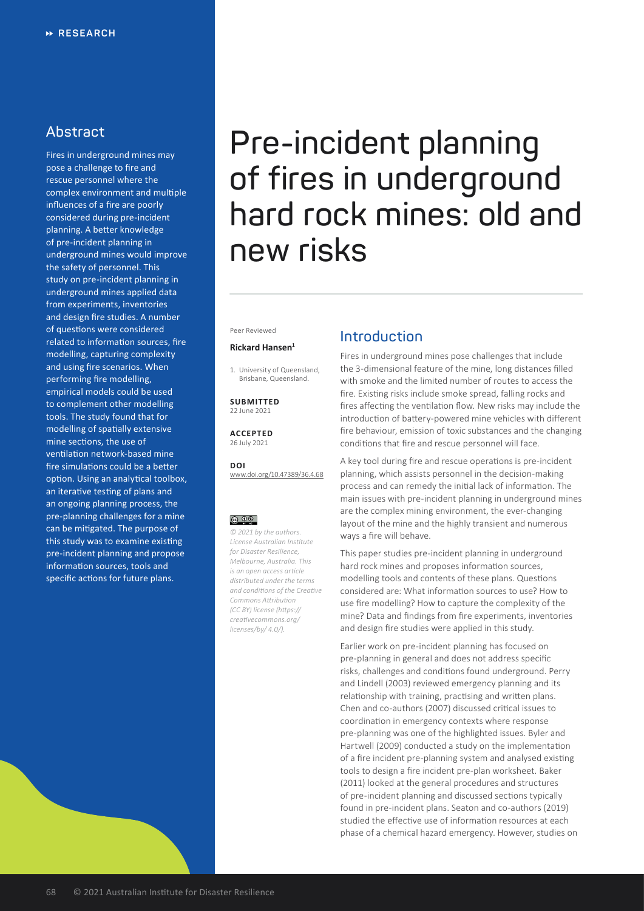RESEARCH

# Pre-incident planning of fires in underground hard rock mines: old and new risks

Peer Reviewed

**Rickard Hansen**[1]

1. University of Queensland, Brisbane, Queensland.

**SUBMITTED**
22 June 2021

**ACCEPTED**
26 July 2021

**DOI**
www.doi.org/10.47389/36.4.68

*© 2021 by the authors. License Australian Institute for Disaster Resilience, Melbourne, Australia. This is an open access article distributed under the terms and conditions of the Creative Commons Attribution (CC BY) license (https://creativecommons.org/licenses/by/ 4.0/).*

## Abstract

Fires in underground mines may pose a challenge to fire and rescue personnel where the complex environment and multiple influences of a fire are poorly considered during pre-incident planning. A better knowledge of pre-incident planning in underground mines would improve the safety of personnel. This study on pre-incident planning in underground mines applied data from experiments, inventories and design fire studies. A number of questions were considered related to information sources, fire modelling, capturing complexity and using fire scenarios. When performing fire modelling, empirical models could be used to complement other modelling tools. The study found that for modelling of spatially extensive mine sections, the use of ventilation network-based mine fire simulations could be a better option. Using an analytical toolbox, an iterative testing of plans and an ongoing planning process, the pre-planning challenges for a mine can be mitigated. The purpose of this study was to examine existing pre-incident planning and propose information sources, tools and specific actions for future plans.

## Introduction

Fires in underground mines pose challenges that include the 3-dimensional feature of the mine, long distances filled with smoke and the limited number of routes to access the fire. Existing risks include smoke spread, falling rocks and fires affecting the ventilation flow. New risks may include the introduction of battery-powered mine vehicles with different fire behaviour, emission of toxic substances and the changing conditions that fire and rescue personnel will face.

A key tool during fire and rescue operations is pre-incident planning, which assists personnel in the decision-making process and can remedy the initial lack of information. The main issues with pre-incident planning in underground mines are the complex mining environment, the ever-changing layout of the mine and the highly transient and numerous ways a fire will behave.

This paper studies pre-incident planning in underground hard rock mines and proposes information sources, modelling tools and contents of these plans. Questions considered are: What information sources to use? How to use fire modelling? How to capture the complexity of the mine? Data and findings from fire experiments, inventories and design fire studies were applied in this study.

Earlier work on pre-incident planning has focused on pre-planning in general and does not address specific risks, challenges and conditions found underground. Perry and Lindell (2003) reviewed emergency planning and its relationship with training, practising and written plans. Chen and co-authors (2007) discussed critical issues to coordination in emergency contexts where response pre-planning was one of the highlighted issues. Byler and Hartwell (2009) conducted a study on the implementation of a fire incident pre-planning system and analysed existing tools to design a fire incident pre-plan worksheet. Baker (2011) looked at the general procedures and structures of pre-incident planning and discussed sections typically found in pre-incident plans. Seaton and co-authors (2019) studied the effective use of information resources at each phase of a chemical hazard emergency. However, studies on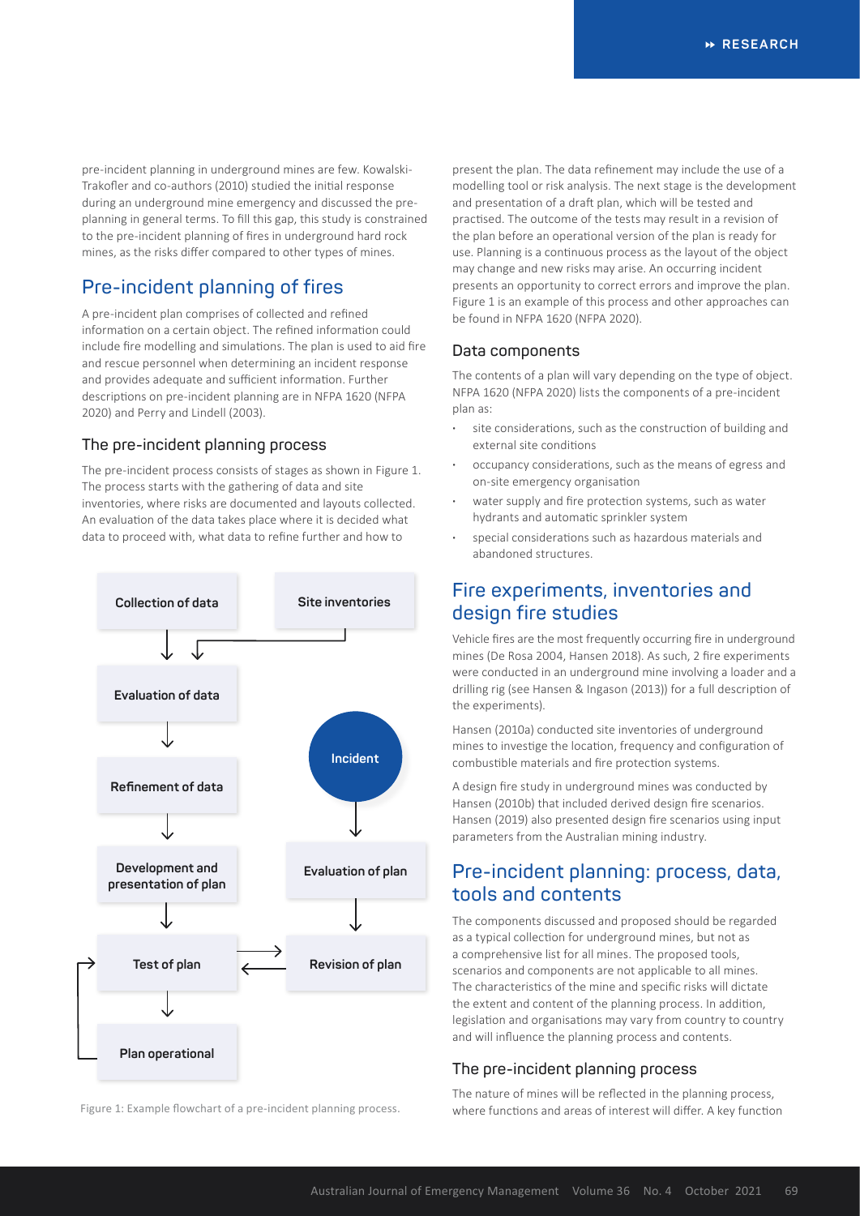pre-incident planning in underground mines are few. Kowalski-Trakofler and co-authors (2010) studied the initial response during an underground mine emergency and discussed the pre-planning in general terms. To fill this gap, this study is constrained to the pre-incident planning of fires in underground hard rock mines, as the risks differ compared to other types of mines.

## Pre-incident planning of fires

A pre-incident plan comprises of collected and refined information on a certain object. The refined information could include fire modelling and simulations. The plan is used to aid fire and rescue personnel when determining an incident response and provides adequate and sufficient information. Further descriptions on pre-incident planning are in NFPA 1620 (NFPA 2020) and Perry and Lindell (2003).

### The pre-incident planning process

The pre-incident process consists of stages as shown in Figure 1. The process starts with the gathering of data and site inventories, where risks are documented and layouts collected. An evaluation of the data takes place where it is decided what data to proceed with, what data to refine further and how to present the plan. The data refinement may include the use of a modelling tool or risk analysis. The next stage is the development and presentation of a draft plan, which will be tested and practised. The outcome of the tests may result in a revision of the plan before an operational version of the plan is ready for use. Planning is a continuous process as the layout of the object may change and new risks may arise. An occurring incident presents an opportunity to correct errors and improve the plan. Figure 1 is an example of this process and other approaches can be found in NFPA 1620 (NFPA 2020).

Collection of data | Site inventories → Evaluation of data → Refinement of data → Development and presentation of plan → Test of plan ⇄ Revision of plan → Plan operational

Incident → Evaluation of plan → Revision of plan

Figure 1: Example flowchart of a pre-incident planning process.

### Data components

The contents of a plan will vary depending on the type of object. NFPA 1620 (NFPA 2020) lists the components of a pre-incident plan as:

- site considerations, such as the construction of building and external site conditions
- occupancy considerations, such as the means of egress and on-site emergency organisation
- water supply and fire protection systems, such as water hydrants and automatic sprinkler system
- special considerations such as hazardous materials and abandoned structures.

## Fire experiments, inventories and design fire studies

Vehicle fires are the most frequently occurring fire in underground mines (De Rosa 2004, Hansen 2018). As such, 2 fire experiments were conducted in an underground mine involving a loader and a drilling rig (see Hansen & Ingason (2013)) for a full description of the experiments).

Hansen (2010a) conducted site inventories of underground mines to investige the location, frequency and configuration of combustible materials and fire protection systems.

A design fire study in underground mines was conducted by Hansen (2010b) that included derived design fire scenarios. Hansen (2019) also presented design fire scenarios using input parameters from the Australian mining industry.

## Pre-incident planning: process, data, tools and contents

The components discussed and proposed should be regarded as a typical collection for underground mines, but not as a comprehensive list for all mines. The proposed tools, scenarios and components are not applicable to all mines. The characteristics of the mine and specific risks will dictate the extent and content of the planning process. In addition, legislation and organisations may vary from country to country and will influence the planning process and contents.

### The pre-incident planning process

The nature of mines will be reflected in the planning process, where functions and areas of interest will differ. A key function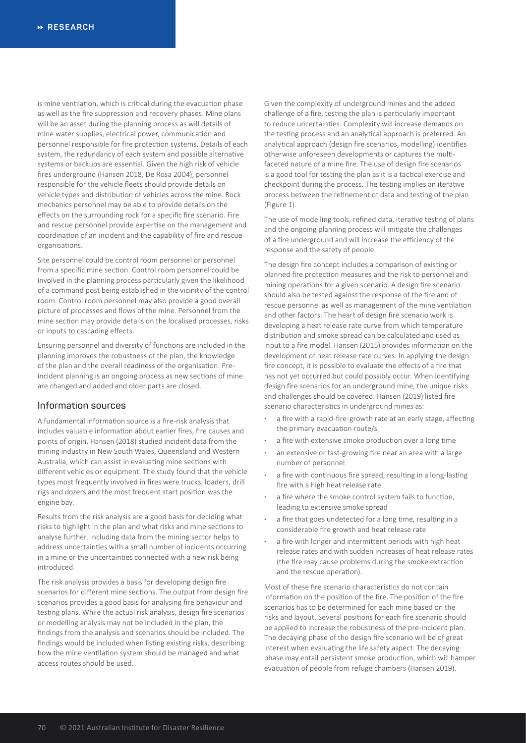is mine ventilation, which is critical during the evacuation phase as well as the fire suppression and recovery phases. Mine plans will be an asset during the planning process as will details of mine water supplies, electrical power, communication and personnel responsible for fire protection systems. Details of each system, the redundancy of each system and possible alternative systems or backups are essential. Given the high risk of vehicle fires underground (Hansen 2018, De Rosa 2004), personnel responsible for the vehicle fleets should provide details on vehicle types and distribution of vehicles across the mine. Rock mechanics personnel may be able to provide details on the effects on the surrounding rock for a specific fire scenario. Fire and rescue personnel provide expertise on the management and coordination of an incident and the capability of fire and rescue organisations.

Site personnel could be control room personnel or personnel from a specific mine section. Control room personnel could be involved in the planning process particularly given the likelihood of a command post being established in the vicinity of the control room. Control room personnel may also provide a good overall picture of processes and flows of the mine. Personnel from the mine section may provide details on the localised processes, risks or inputs to cascading effects.

Ensuring personnel and diversity of functions are included in the planning improves the robustness of the plan, the knowledge of the plan and the overall readiness of the organisation. Pre-incident planning is an ongoing process as new sections of mine are changed and added and older parts are closed.

## Information sources

A fundamental information source is a fire-risk analysis that includes valuable information about earlier fires, fire causes and points of origin. Hansen (2018) studied incident data from the mining industry in New South Wales, Queensland and Western Australia, which can assist in evaluating mine sections with different vehicles or equipment. The study found that the vehicle types most frequently involved in fires were trucks, loaders, drill rigs and dozers and the most frequent start position was the engine bay.

Results from the risk analysis are a good basis for deciding what risks to highlight in the plan and what risks and mine sections to analyse further. Including data from the mining sector helps to address uncertainties with a small number of incidents occurring in a mine or the uncertainties connected with a new risk being introduced.

The risk analysis provides a basis for developing design fire scenarios for different mine sections. The output from design fire scenarios provides a good basis for analysing fire behaviour and testing plans. While the actual risk analysis, design fire scenarios or modelling analysis may not be included in the plan, the findings from the analysis and scenarios should be included. The findings would be included when listing existing risks, describing how the mine ventilation system should be managed and what access routes should be used.

Given the complexity of underground mines and the added challenge of a fire, testing the plan is particularly important to reduce uncertainties. Complexity will increase demands on the testing process and an analytical approach is preferred. An analytical approach (design fire scenarios, modelling) identifies otherwise unforeseen developments or captures the multi-faceted nature of a mine fire. The use of design fire scenarios is a good tool for testing the plan as it is a tactical exercise and checkpoint during the process. The testing implies an iterative process between the refinement of data and testing of the plan (Figure 1).

The use of modelling tools, refined data, iterative testing of plans and the ongoing planning process will mitigate the challenges of a fire underground and will increase the efficiency of the response and the safety of people.

The design fire concept includes a comparison of existing or planned fire protection measures and the risk to personnel and mining operations for a given scenario. A design fire scenario should also be tested against the response of the fire and of rescue personnel as well as management of the mine ventilation and other factors. The heart of design fire scenario work is developing a heat release rate curve from which temperature distribution and smoke spread can be calculated and used as input to a fire model. Hansen (2015) provides information on the development of heat release rate curves. In applying the design fire concept, it is possible to evaluate the effects of a fire that has not yet occurred but could possibly occur. When identifying design fire scenarios for an underground mine, the unique risks and challenges should be covered. Hansen (2019) listed fire scenario characteristics in underground mines as:

- a fire with a rapid-fire-growth rate at an early stage, affecting the primary evacuation route/s
- a fire with extensive smoke production over a long time
- an extensive or fast-growing fire near an area with a large number of personnel
- a fire with continuous fire spread, resulting in a long-lasting fire with a high heat release rate
- a fire where the smoke control system fails to function, leading to extensive smoke spread
- a fire that goes undetected for a long time, resulting in a considerable fire growth and heat release rate
- a fire with longer and intermittent periods with high heat release rates and with sudden increases of heat release rates (the fire may cause problems during the smoke extraction and the rescue operation).

Most of these fire scenario characteristics do not contain information on the position of the fire. The position of the fire scenarios has to be determined for each mine based on the risks and layout. Several positions for each fire scenario should be applied to increase the robustness of the pre-incident plan. The decaying phase of the design fire scenario will be of great interest when evaluating the life safety aspect. The decaying phase may entail persistent smoke production, which will hamper evacuation of people from refuge chambers (Hansen 2019).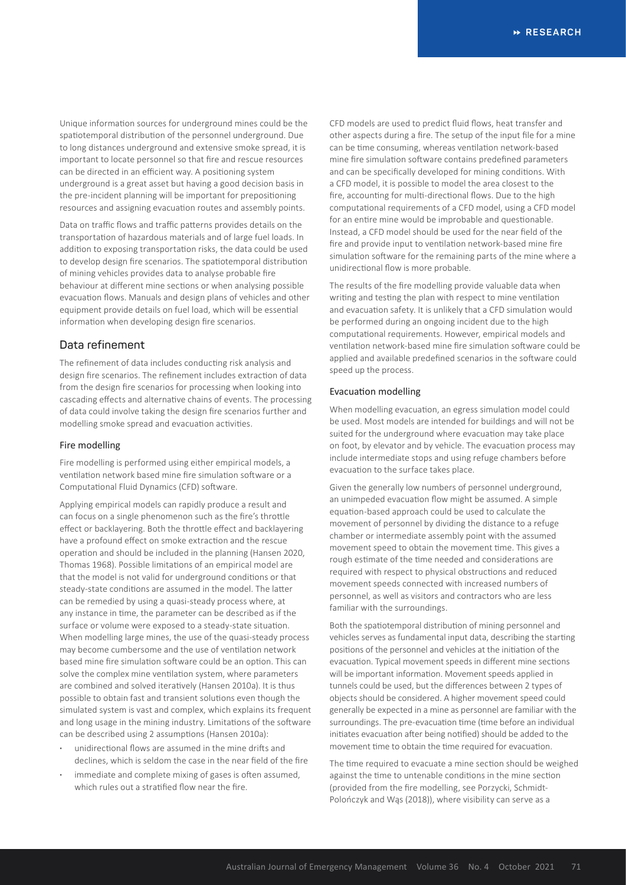Unique information sources for underground mines could be the spatiotemporal distribution of the personnel underground. Due to long distances underground and extensive smoke spread, it is important to locate personnel so that fire and rescue resources can be directed in an efficient way. A positioning system underground is a great asset but having a good decision basis in the pre-incident planning will be important for prepositioning resources and assigning evacuation routes and assembly points.

Data on traffic flows and traffic patterns provides details on the transportation of hazardous materials and of large fuel loads. In addition to exposing transportation risks, the data could be used to develop design fire scenarios. The spatiotemporal distribution of mining vehicles provides data to analyse probable fire behaviour at different mine sections or when analysing possible evacuation flows. Manuals and design plans of vehicles and other equipment provide details on fuel load, which will be essential information when developing design fire scenarios.

## Data refinement

The refinement of data includes conducting risk analysis and design fire scenarios. The refinement includes extraction of data from the design fire scenarios for processing when looking into cascading effects and alternative chains of events. The processing of data could involve taking the design fire scenarios further and modelling smoke spread and evacuation activities.

### Fire modelling

Fire modelling is performed using either empirical models, a ventilation network based mine fire simulation software or a Computational Fluid Dynamics (CFD) software.

Applying empirical models can rapidly produce a result and can focus on a single phenomenon such as the fire's throttle effect or backlayering. Both the throttle effect and backlayering have a profound effect on smoke extraction and the rescue operation and should be included in the planning (Hansen 2020, Thomas 1968). Possible limitations of an empirical model are that the model is not valid for underground conditions or that steady-state conditions are assumed in the model. The latter can be remedied by using a quasi-steady process where, at any instance in time, the parameter can be described as if the surface or volume were exposed to a steady-state situation. When modelling large mines, the use of the quasi-steady process may become cumbersome and the use of ventilation network based mine fire simulation software could be an option. This can solve the complex mine ventilation system, where parameters are combined and solved iteratively (Hansen 2010a). It is thus possible to obtain fast and transient solutions even though the simulated system is vast and complex, which explains its frequent and long usage in the mining industry. Limitations of the software can be described using 2 assumptions (Hansen 2010a):

- unidirectional flows are assumed in the mine drifts and declines, which is seldom the case in the near field of the fire
- immediate and complete mixing of gases is often assumed, which rules out a stratified flow near the fire.

CFD models are used to predict fluid flows, heat transfer and other aspects during a fire. The setup of the input file for a mine can be time consuming, whereas ventilation network-based mine fire simulation software contains predefined parameters and can be specifically developed for mining conditions. With a CFD model, it is possible to model the area closest to the fire, accounting for multi-directional flows. Due to the high computational requirements of a CFD model, using a CFD model for an entire mine would be improbable and questionable. Instead, a CFD model should be used for the near field of the fire and provide input to ventilation network-based mine fire simulation software for the remaining parts of the mine where a unidirectional flow is more probable.

The results of the fire modelling provide valuable data when writing and testing the plan with respect to mine ventilation and evacuation safety. It is unlikely that a CFD simulation would be performed during an ongoing incident due to the high computational requirements. However, empirical models and ventilation network-based mine fire simulation software could be applied and available predefined scenarios in the software could speed up the process.

### Evacuation modelling

When modelling evacuation, an egress simulation model could be used. Most models are intended for buildings and will not be suited for the underground where evacuation may take place on foot, by elevator and by vehicle. The evacuation process may include intermediate stops and using refuge chambers before evacuation to the surface takes place.

Given the generally low numbers of personnel underground, an unimpeded evacuation flow might be assumed. A simple equation-based approach could be used to calculate the movement of personnel by dividing the distance to a refuge chamber or intermediate assembly point with the assumed movement speed to obtain the movement time. This gives a rough estimate of the time needed and considerations are required with respect to physical obstructions and reduced movement speeds connected with increased numbers of personnel, as well as visitors and contractors who are less familiar with the surroundings.

Both the spatiotemporal distribution of mining personnel and vehicles serves as fundamental input data, describing the starting positions of the personnel and vehicles at the initiation of the evacuation. Typical movement speeds in different mine sections will be important information. Movement speeds applied in tunnels could be used, but the differences between 2 types of objects should be considered. A higher movement speed could generally be expected in a mine as personnel are familiar with the surroundings. The pre-evacuation time (time before an individual initiates evacuation after being notified) should be added to the movement time to obtain the time required for evacuation.

The time required to evacuate a mine section should be weighed against the time to untenable conditions in the mine section (provided from the fire modelling, see Porzycki, Schmidt-Połończyk and Wąs (2018)), where visibility can serve as a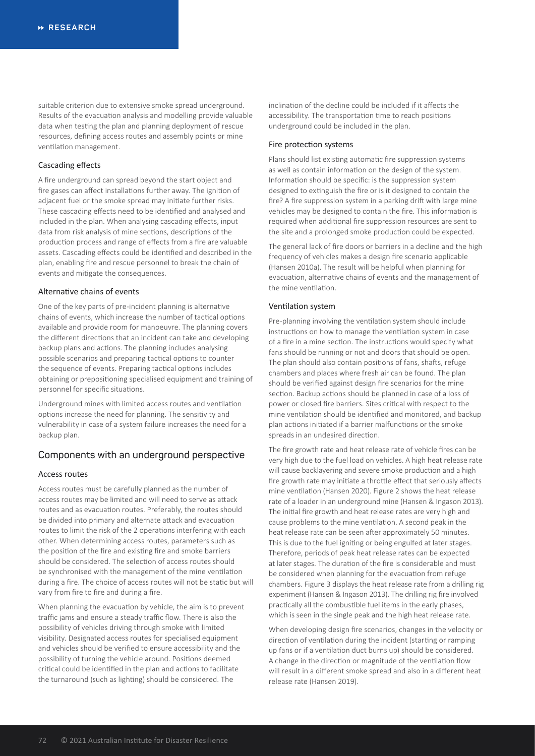suitable criterion due to extensive smoke spread underground. Results of the evacuation analysis and modelling provide valuable data when testing the plan and planning deployment of rescue resources, defining access routes and assembly points or mine ventilation management.

### Cascading effects

A fire underground can spread beyond the start object and fire gases can affect installations further away. The ignition of adjacent fuel or the smoke spread may initiate further risks. These cascading effects need to be identified and analysed and included in the plan. When analysing cascading effects, input data from risk analysis of mine sections, descriptions of the production process and range of effects from a fire are valuable assets. Cascading effects could be identified and described in the plan, enabling fire and rescue personnel to break the chain of events and mitigate the consequences.

### Alternative chains of events

One of the key parts of pre-incident planning is alternative chains of events, which increase the number of tactical options available and provide room for manoeuvre. The planning covers the different directions that an incident can take and developing backup plans and actions. The planning includes analysing possible scenarios and preparing tactical options to counter the sequence of events. Preparing tactical options includes obtaining or prepositioning specialised equipment and training of personnel for specific situations.

Underground mines with limited access routes and ventilation options increase the need for planning. The sensitivity and vulnerability in case of a system failure increases the need for a backup plan.

## Components with an underground perspective

### Access routes

Access routes must be carefully planned as the number of access routes may be limited and will need to serve as attack routes and as evacuation routes. Preferably, the routes should be divided into primary and alternate attack and evacuation routes to limit the risk of the 2 operations interfering with each other. When determining access routes, parameters such as the position of the fire and existing fire and smoke barriers should be considered. The selection of access routes should be synchronised with the management of the mine ventilation during a fire. The choice of access routes will not be static but will vary from fire to fire and during a fire.

When planning the evacuation by vehicle, the aim is to prevent traffic jams and ensure a steady traffic flow. There is also the possibility of vehicles driving through smoke with limited visibility. Designated access routes for specialised equipment and vehicles should be verified to ensure accessibility and the possibility of turning the vehicle around. Positions deemed critical could be identified in the plan and actions to facilitate the turnaround (such as lighting) should be considered. The inclination of the decline could be included if it affects the accessibility. The transportation time to reach positions underground could be included in the plan.

### Fire protection systems

Plans should list existing automatic fire suppression systems as well as contain information on the design of the system. Information should be specific: is the suppression system designed to extinguish the fire or is it designed to contain the fire? A fire suppression system in a parking drift with large mine vehicles may be designed to contain the fire. This information is required when additional fire suppression resources are sent to the site and a prolonged smoke production could be expected.

The general lack of fire doors or barriers in a decline and the high frequency of vehicles makes a design fire scenario applicable (Hansen 2010a). The result will be helpful when planning for evacuation, alternative chains of events and the management of the mine ventilation.

### Ventilation system

Pre-planning involving the ventilation system should include instructions on how to manage the ventilation system in case of a fire in a mine section. The instructions should specify what fans should be running or not and doors that should be open. The plan should also contain positions of fans, shafts, refuge chambers and places where fresh air can be found. The plan should be verified against design fire scenarios for the mine section. Backup actions should be planned in case of a loss of power or closed fire barriers. Sites critical with respect to the mine ventilation should be identified and monitored, and backup plan actions initiated if a barrier malfunctions or the smoke spreads in an undesired direction.

The fire growth rate and heat release rate of vehicle fires can be very high due to the fuel load on vehicles. A high heat release rate will cause backlayering and severe smoke production and a high fire growth rate may initiate a throttle effect that seriously affects mine ventilation (Hansen 2020). Figure 2 shows the heat release rate of a loader in an underground mine (Hansen & Ingason 2013). The initial fire growth and heat release rates are very high and cause problems to the mine ventilation. A second peak in the heat release rate can be seen after approximately 50 minutes. This is due to the fuel igniting or being engulfed at later stages. Therefore, periods of peak heat release rates can be expected at later stages. The duration of the fire is considerable and must be considered when planning for the evacuation from refuge chambers. Figure 3 displays the heat release rate from a drilling rig experiment (Hansen & Ingason 2013). The drilling rig fire involved practically all the combustible fuel items in the early phases, which is seen in the single peak and the high heat release rate.

When developing design fire scenarios, changes in the velocity or direction of ventilation during the incident (starting or ramping up fans or if a ventilation duct burns up) should be considered. A change in the direction or magnitude of the ventilation flow will result in a different smoke spread and also in a different heat release rate (Hansen 2019).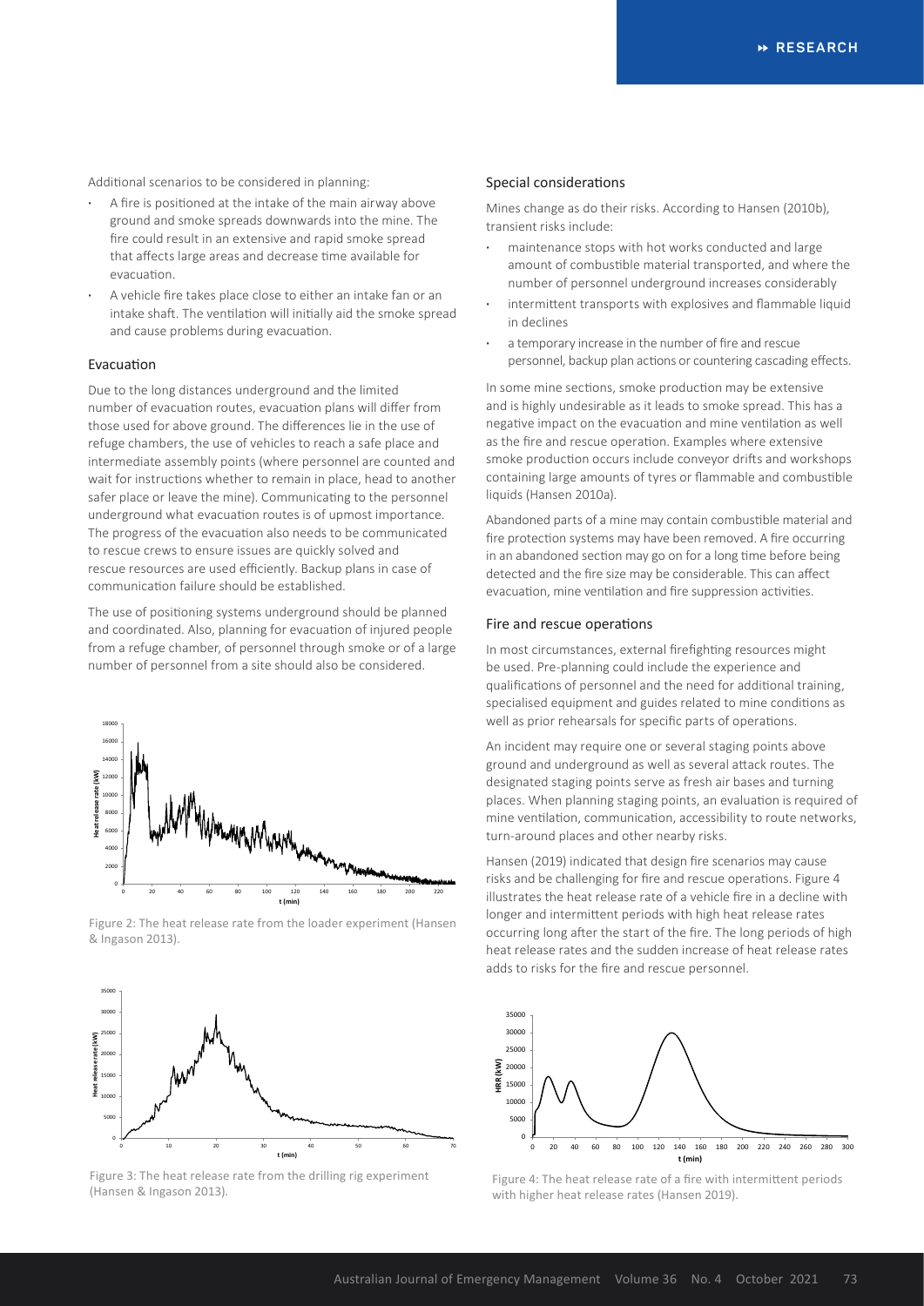Additional scenarios to be considered in planning:

- A fire is positioned at the intake of the main airway above ground and smoke spreads downwards into the mine. The fire could result in an extensive and rapid smoke spread that affects large areas and decrease time available for evacuation.
- A vehicle fire takes place close to either an intake fan or an intake shaft. The ventilation will initially aid the smoke spread and cause problems during evacuation.

### Evacuation

Due to the long distances underground and the limited number of evacuation routes, evacuation plans will differ from those used for above ground. The differences lie in the use of refuge chambers, the use of vehicles to reach a safe place and intermediate assembly points (where personnel are counted and wait for instructions whether to remain in place, head to another safer place or leave the mine). Communicating to the personnel underground what evacuation routes is of upmost importance. The progress of the evacuation also needs to be communicated to rescue crews to ensure issues are quickly solved and rescue resources are used efficiently. Backup plans in case of communication failure should be established.

The use of positioning systems underground should be planned and coordinated. Also, planning for evacuation of injured people from a refuge chamber, of personnel through smoke or of a large number of personnel from a site should also be considered.

Figure 2: The heat release rate from the loader experiment (Hansen & Ingason 2013).

Figure 3: The heat release rate from the drilling rig experiment (Hansen & Ingason 2013).

### Special considerations

Mines change as do their risks. According to Hansen (2010b), transient risks include:

- maintenance stops with hot works conducted and large amount of combustible material transported, and where the number of personnel underground increases considerably
- intermittent transports with explosives and flammable liquid in declines
- a temporary increase in the number of fire and rescue personnel, backup plan actions or countering cascading effects.

In some mine sections, smoke production may be extensive and is highly undesirable as it leads to smoke spread. This has a negative impact on the evacuation and mine ventilation as well as the fire and rescue operation. Examples where extensive smoke production occurs include conveyor drifts and workshops containing large amounts of tyres or flammable and combustible liquids (Hansen 2010a).

Abandoned parts of a mine may contain combustible material and fire protection systems may have been removed. A fire occurring in an abandoned section may go on for a long time before being detected and the fire size may be considerable. This can affect evacuation, mine ventilation and fire suppression activities.

### Fire and rescue operations

In most circumstances, external firefighting resources might be used. Pre-planning could include the experience and qualifications of personnel and the need for additional training, specialised equipment and guides related to mine conditions as well as prior rehearsals for specific parts of operations.

An incident may require one or several staging points above ground and underground as well as several attack routes. The designated staging points serve as fresh air bases and turning places. When planning staging points, an evaluation is required of mine ventilation, communication, accessibility to route networks, turn-around places and other nearby risks.

Hansen (2019) indicated that design fire scenarios may cause risks and be challenging for fire and rescue operations. Figure 4 illustrates the heat release rate of a vehicle fire in a decline with longer and intermittent periods with high heat release rates occurring long after the start of the fire. The long periods of high heat release rates and the sudden increase of heat release rates adds to risks for the fire and rescue personnel.

Figure 4: The heat release rate of a fire with intermittent periods with higher heat release rates (Hansen 2019).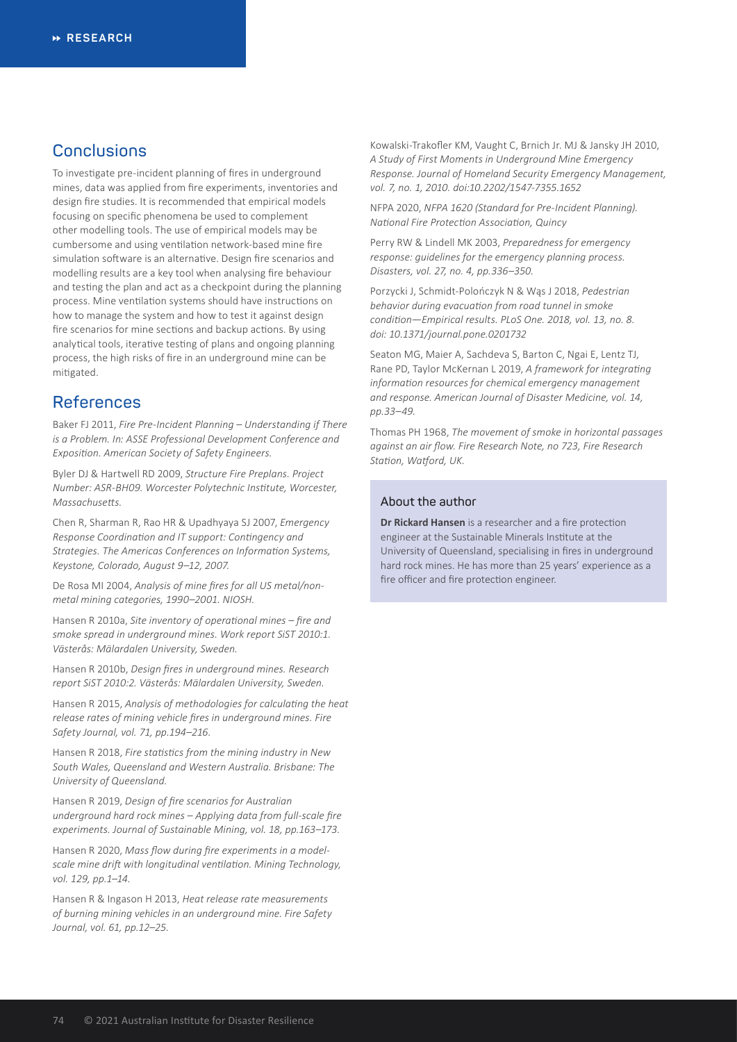## Conclusions

To investigate pre-incident planning of fires in underground mines, data was applied from fire experiments, inventories and design fire studies. It is recommended that empirical models focusing on specific phenomena be used to complement other modelling tools. The use of empirical models may be cumbersome and using ventilation network-based mine fire simulation software is an alternative. Design fire scenarios and modelling results are a key tool when analysing fire behaviour and testing the plan and act as a checkpoint during the planning process. Mine ventilation systems should have instructions on how to manage the system and how to test it against design fire scenarios for mine sections and backup actions. By using analytical tools, iterative testing of plans and ongoing planning process, the high risks of fire in an underground mine can be mitigated.

## References

Baker FJ 2011, *Fire Pre-Incident Planning – Understanding if There is a Problem. In: ASSE Professional Development Conference and Exposition. American Society of Safety Engineers.*

Byler DJ & Hartwell RD 2009, *Structure Fire Preplans. Project Number: ASR-BH09. Worcester Polytechnic Institute, Worcester, Massachusetts.*

Chen R, Sharman R, Rao HR & Upadhyaya SJ 2007, *Emergency Response Coordination and IT support: Contingency and Strategies. The Americas Conferences on Information Systems, Keystone, Colorado, August 9–12, 2007.*

De Rosa MI 2004, *Analysis of mine fires for all US metal/non-metal mining categories, 1990–2001. NIOSH.*

Hansen R 2010a, *Site inventory of operational mines – fire and smoke spread in underground mines. Work report SiST 2010:1. Västerås: Mälardalen University, Sweden.*

Hansen R 2010b, *Design fires in underground mines. Research report SiST 2010:2. Västerås: Mälardalen University, Sweden.*

Hansen R 2015, *Analysis of methodologies for calculating the heat release rates of mining vehicle fires in underground mines. Fire Safety Journal, vol. 71, pp.194–216.*

Hansen R 2018, *Fire statistics from the mining industry in New South Wales, Queensland and Western Australia. Brisbane: The University of Queensland.*

Hansen R 2019, *Design of fire scenarios for Australian underground hard rock mines – Applying data from full-scale fire experiments. Journal of Sustainable Mining, vol. 18, pp.163–173.*

Hansen R 2020, *Mass flow during fire experiments in a model-scale mine drift with longitudinal ventilation. Mining Technology, vol. 129, pp.1–14.*

Hansen R & Ingason H 2013, *Heat release rate measurements of burning mining vehicles in an underground mine. Fire Safety Journal, vol. 61, pp.12–25.*

Kowalski-Trakofler KM, Vaught C, Brnich Jr. MJ & Jansky JH 2010, *A Study of First Moments in Underground Mine Emergency Response. Journal of Homeland Security Emergency Management, vol. 7, no. 1, 2010. doi:10.2202/1547-7355.1652*

NFPA 2020, *NFPA 1620 (Standard for Pre-Incident Planning). National Fire Protection Association, Quincy*

Perry RW & Lindell MK 2003, *Preparedness for emergency response: guidelines for the emergency planning process. Disasters, vol. 27, no. 4, pp.336–350.*

Porzycki J, Schmidt-Polończyk N & Wąs J 2018, *Pedestrian behavior during evacuation from road tunnel in smoke condition—Empirical results. PLoS One. 2018, vol. 13, no. 8. doi: 10.1371/journal.pone.0201732*

Seaton MG, Maier A, Sachdeva S, Barton C, Ngai E, Lentz TJ, Rane PD, Taylor McKernan L 2019, *A framework for integrating information resources for chemical emergency management and response. American Journal of Disaster Medicine, vol. 14, pp.33–49.*

Thomas PH 1968, *The movement of smoke in horizontal passages against an air flow. Fire Research Note, no 723, Fire Research Station, Watford, UK.*

### About the author

**Dr Rickard Hansen** is a researcher and a fire protection engineer at the Sustainable Minerals Institute at the University of Queensland, specialising in fires in underground hard rock mines. He has more than 25 years' experience as a fire officer and fire protection engineer.